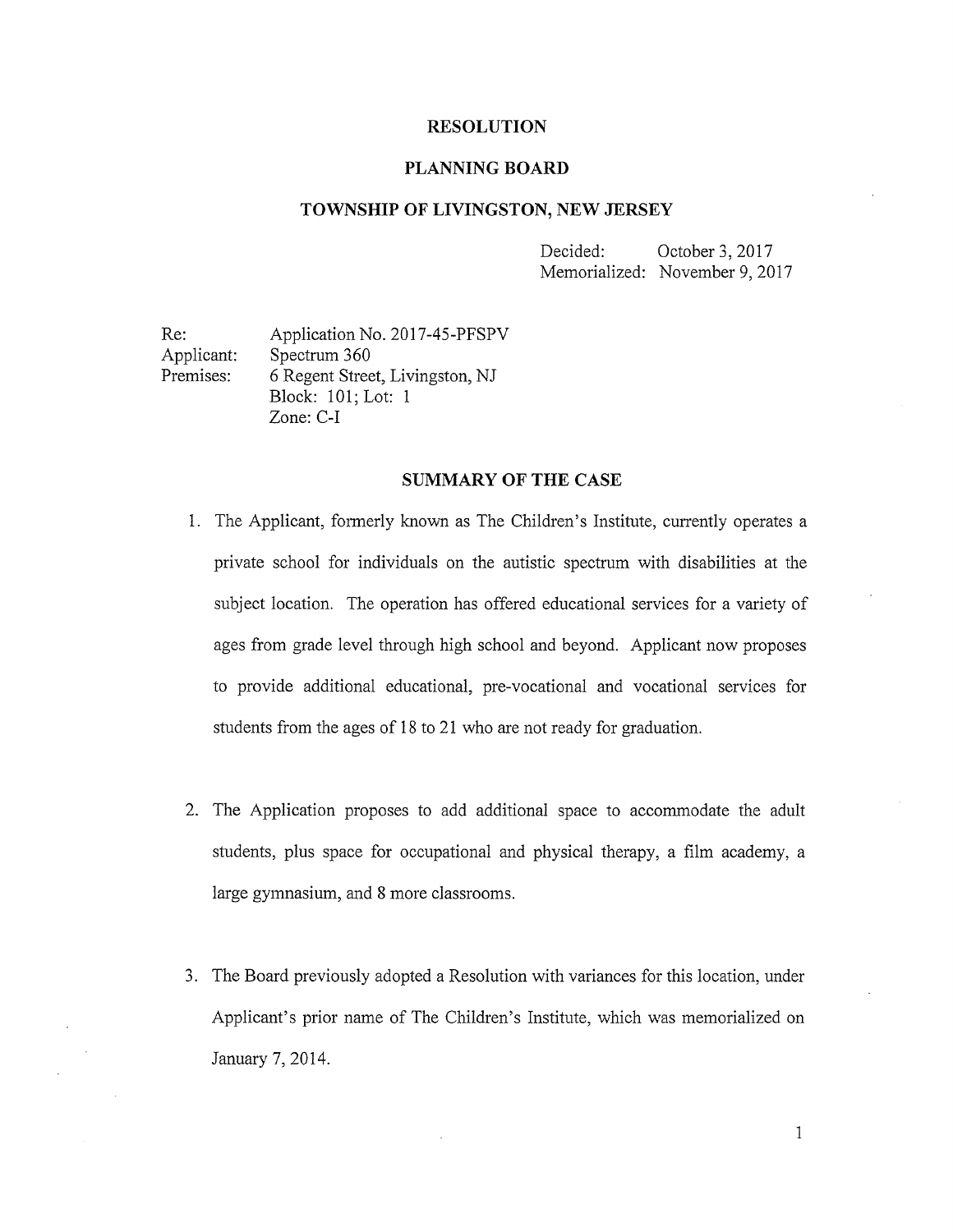# RESOLUTION

## PLANNING BOARD

## TOWNSHIP OF LIVINGSTON, NEW JERSEY

Decided: October 3, 2017
Memorialized: November 9, 2017

Re: Application No. 2017-45-PFSPV
Applicant: Spectrum 360
Premises: 6 Regent Street, Livingston, NJ
Block: 101; Lot: 1
Zone: C-I

### SUMMARY OF THE CASE

1. The Applicant, formerly known as The Children's Institute, currently operates a private school for individuals on the autistic spectrum with disabilities at the subject location. The operation has offered educational services for a variety of ages from grade level through high school and beyond. Applicant now proposes to provide additional educational, pre-vocational and vocational services for students from the ages of 18 to 21 who are not ready for graduation.

2. The Application proposes to add additional space to accommodate the adult students, plus space for occupational and physical therapy, a film academy, a large gymnasium, and 8 more classrooms.

3. The Board previously adopted a Resolution with variances for this location, under Applicant's prior name of The Children's Institute, which was memorialized on January 7, 2014.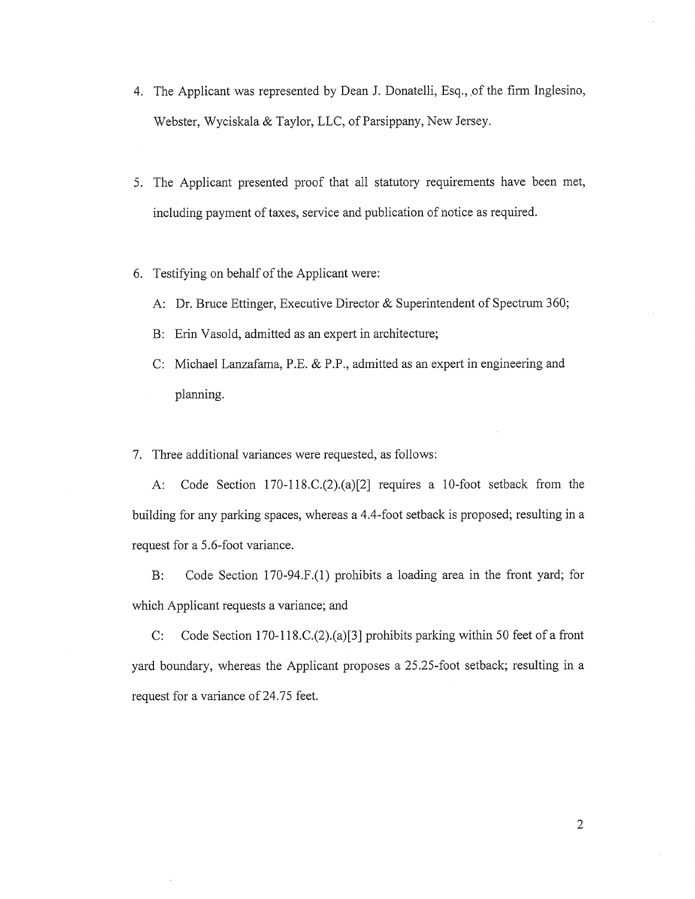4. The Applicant was represented by Dean J. Donatelli, Esq., of the firm Inglesino, Webster, Wyciskala & Taylor, LLC, of Parsippany, New Jersey.

5. The Applicant presented proof that all statutory requirements have been met, including payment of taxes, service and publication of notice as required.

6. Testifying on behalf of the Applicant were:

   A: Dr. Bruce Ettinger, Executive Director & Superintendent of Spectrum 360;

   B: Erin Vasold, admitted as an expert in architecture;

   C: Michael Lanzafama, P.E. & P.P., admitted as an expert in engineering and planning.

7. Three additional variances were requested, as follows:

   A: Code Section 170-118.C.(2).(a)[2] requires a 10-foot setback from the building for any parking spaces, whereas a 4.4-foot setback is proposed; resulting in a request for a 5.6-foot variance.

   B: Code Section 170-94.F.(1) prohibits a loading area in the front yard; for which Applicant requests a variance; and

   C: Code Section 170-118.C.(2).(a)[3] prohibits parking within 50 feet of a front yard boundary, whereas the Applicant proposes a 25.25-foot setback; resulting in a request for a variance of 24.75 feet.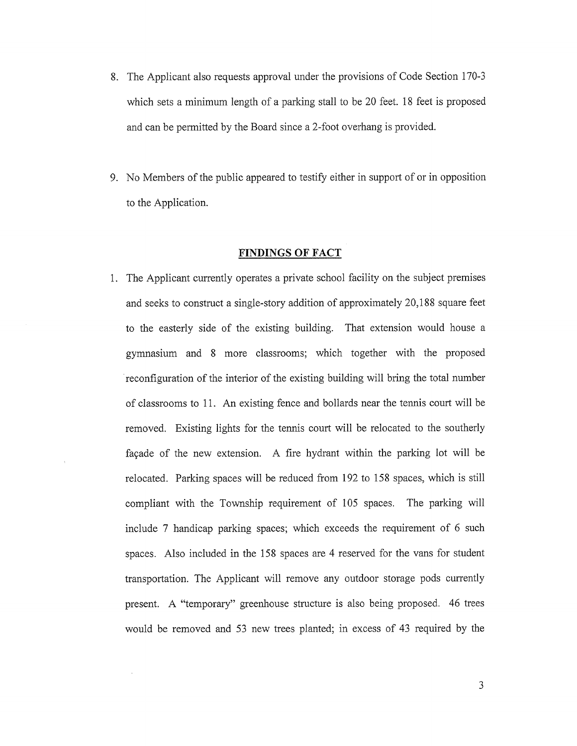8. The Applicant also requests approval under the provisions of Code Section 170-3 which sets a minimum length of a parking stall to be 20 feet. 18 feet is proposed and can be permitted by the Board since a 2-foot overhang is provided.

9. No Members of the public appeared to testify either in support of or in opposition to the Application.

## FINDINGS OF FACT

1. The Applicant currently operates a private school facility on the subject premises and seeks to construct a single-story addition of approximately 20,188 square feet to the easterly side of the existing building. That extension would house a gymnasium and 8 more classrooms; which together with the proposed reconfiguration of the interior of the existing building will bring the total number of classrooms to 11. An existing fence and bollards near the tennis court will be removed. Existing lights for the tennis court will be relocated to the southerly façade of the new extension. A fire hydrant within the parking lot will be relocated. Parking spaces will be reduced from 192 to 158 spaces, which is still compliant with the Township requirement of 105 spaces. The parking will include 7 handicap parking spaces; which exceeds the requirement of 6 such spaces. Also included in the 158 spaces are 4 reserved for the vans for student transportation. The Applicant will remove any outdoor storage pods currently present. A "temporary" greenhouse structure is also being proposed. 46 trees would be removed and 53 new trees planted; in excess of 43 required by the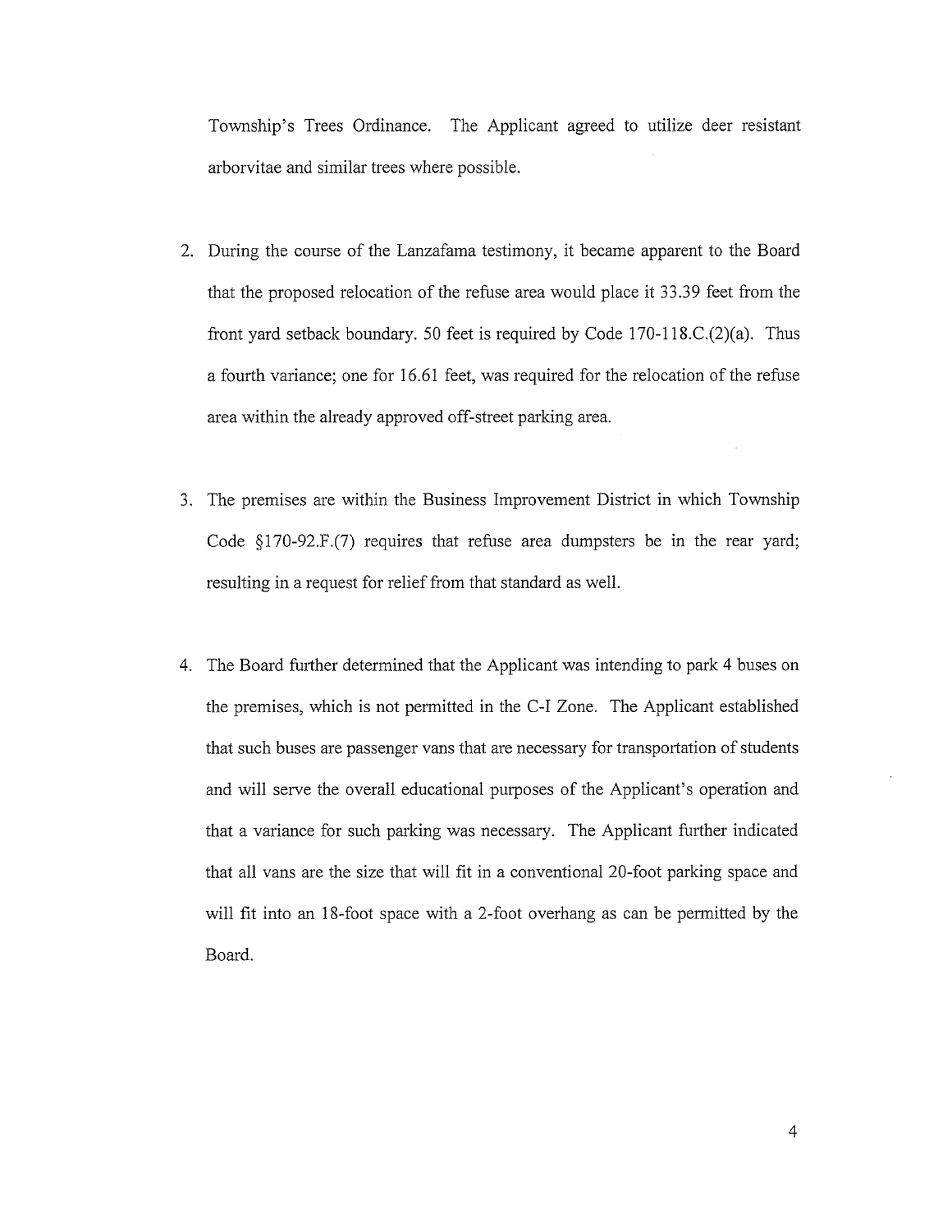Township's Trees Ordinance. The Applicant agreed to utilize deer resistant arborvitae and similar trees where possible.

2. During the course of the Lanzafama testimony, it became apparent to the Board that the proposed relocation of the refuse area would place it 33.39 feet from the front yard setback boundary. 50 feet is required by Code 170-118.C.(2)(a). Thus a fourth variance; one for 16.61 feet, was required for the relocation of the refuse area within the already approved off-street parking area.

3. The premises are within the Business Improvement District in which Township Code §170-92.F.(7) requires that refuse area dumpsters be in the rear yard; resulting in a request for relief from that standard as well.

4. The Board further determined that the Applicant was intending to park 4 buses on the premises, which is not permitted in the C-I Zone. The Applicant established that such buses are passenger vans that are necessary for transportation of students and will serve the overall educational purposes of the Applicant's operation and that a variance for such parking was necessary. The Applicant further indicated that all vans are the size that will fit in a conventional 20-foot parking space and will fit into an 18-foot space with a 2-foot overhang as can be permitted by the Board.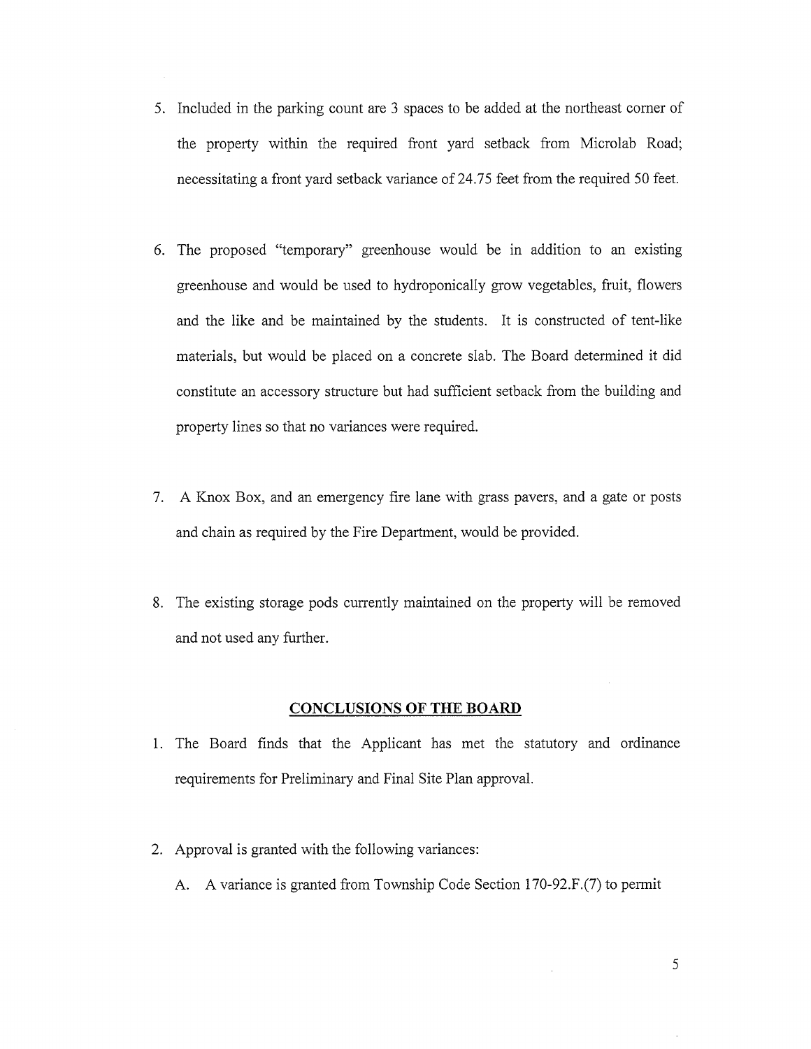5. Included in the parking count are 3 spaces to be added at the northeast corner of the property within the required front yard setback from Microlab Road; necessitating a front yard setback variance of 24.75 feet from the required 50 feet.

6. The proposed "temporary" greenhouse would be in addition to an existing greenhouse and would be used to hydroponically grow vegetables, fruit, flowers and the like and be maintained by the students. It is constructed of tent-like materials, but would be placed on a concrete slab. The Board determined it did constitute an accessory structure but had sufficient setback from the building and property lines so that no variances were required.

7. A Knox Box, and an emergency fire lane with grass pavers, and a gate or posts and chain as required by the Fire Department, would be provided.

8. The existing storage pods currently maintained on the property will be removed and not used any further.

## CONCLUSIONS OF THE BOARD

1. The Board finds that the Applicant has met the statutory and ordinance requirements for Preliminary and Final Site Plan approval.

2. Approval is granted with the following variances:

   A. A variance is granted from Township Code Section 170-92.F.(7) to permit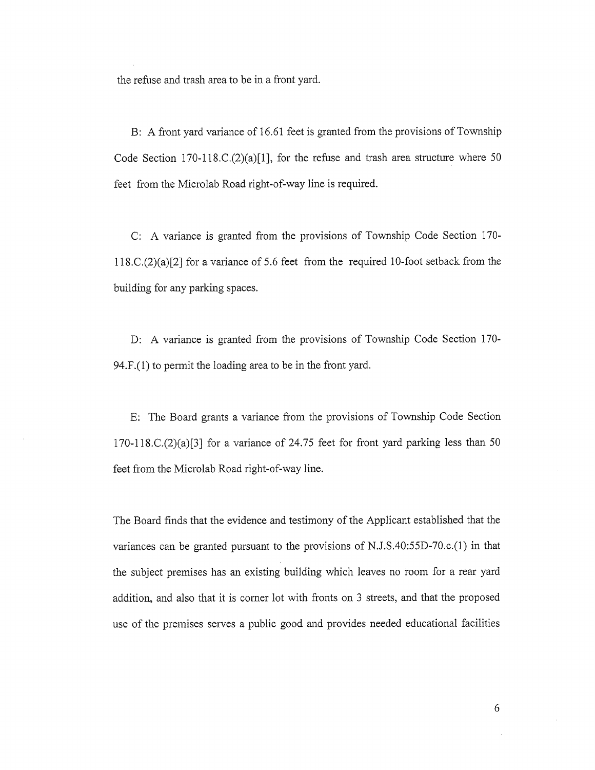the refuse and trash area to be in a front yard.

B: A front yard variance of 16.61 feet is granted from the provisions of Township Code Section 170-118.C.(2)(a)[1], for the refuse and trash area structure where 50 feet from the Microlab Road right-of-way line is required.

C: A variance is granted from the provisions of Township Code Section 170-118.C.(2)(a)[2] for a variance of 5.6 feet from the required 10-foot setback from the building for any parking spaces.

D: A variance is granted from the provisions of Township Code Section 170-94.F.(1) to permit the loading area to be in the front yard.

E: The Board grants a variance from the provisions of Township Code Section 170-118.C.(2)(a)[3] for a variance of 24.75 feet for front yard parking less than 50 feet from the Microlab Road right-of-way line.

The Board finds that the evidence and testimony of the Applicant established that the variances can be granted pursuant to the provisions of N.J.S.40:55D-70.c.(1) in that the subject premises has an existing building which leaves no room for a rear yard addition, and also that it is corner lot with fronts on 3 streets, and that the proposed use of the premises serves a public good and provides needed educational facilities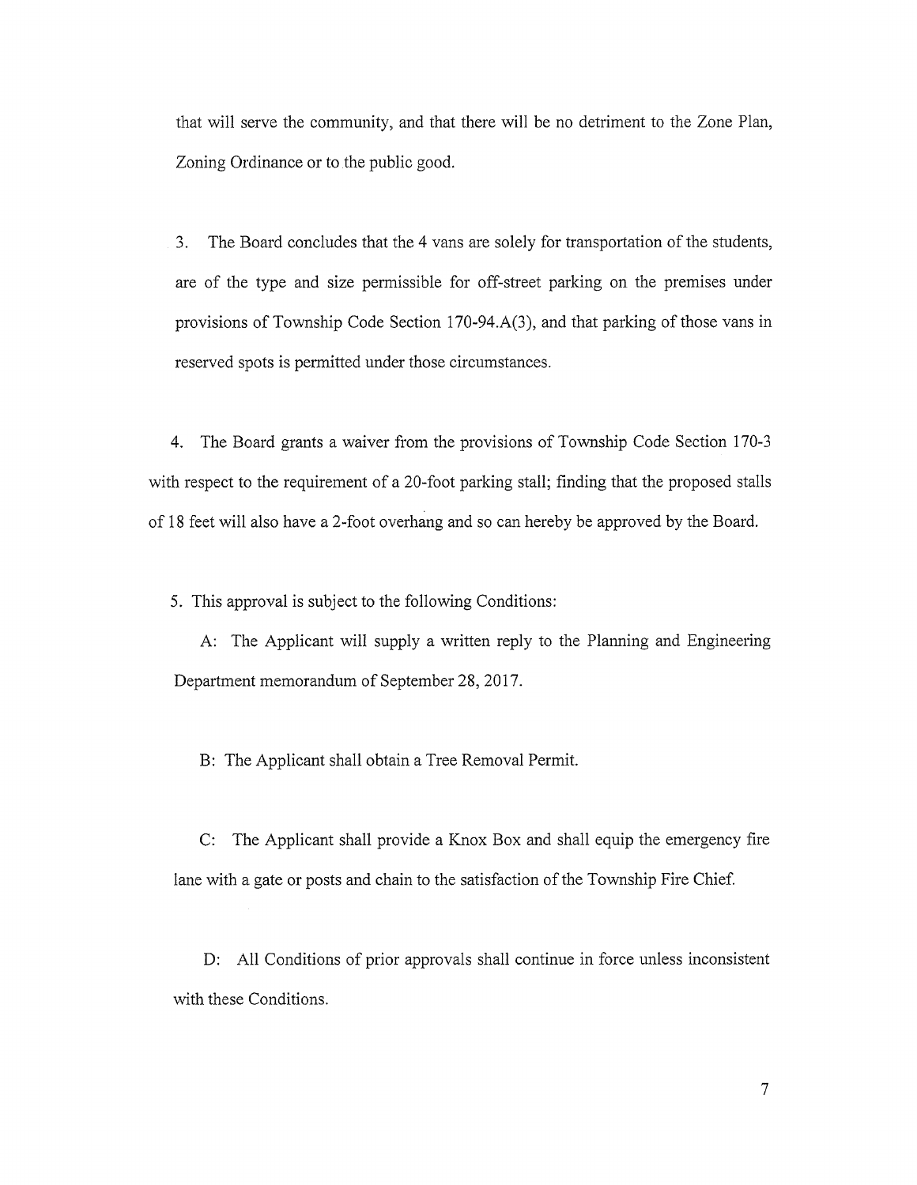that will serve the community, and that there will be no detriment to the Zone Plan, Zoning Ordinance or to the public good.

3. The Board concludes that the 4 vans are solely for transportation of the students, are of the type and size permissible for off-street parking on the premises under provisions of Township Code Section 170-94.A(3), and that parking of those vans in reserved spots is permitted under those circumstances.

4. The Board grants a waiver from the provisions of Township Code Section 170-3 with respect to the requirement of a 20-foot parking stall; finding that the proposed stalls of 18 feet will also have a 2-foot overhang and so can hereby be approved by the Board.

5. This approval is subject to the following Conditions:

A: The Applicant will supply a written reply to the Planning and Engineering Department memorandum of September 28, 2017.

B: The Applicant shall obtain a Tree Removal Permit.

C: The Applicant shall provide a Knox Box and shall equip the emergency fire lane with a gate or posts and chain to the satisfaction of the Township Fire Chief.

D: All Conditions of prior approvals shall continue in force unless inconsistent with these Conditions.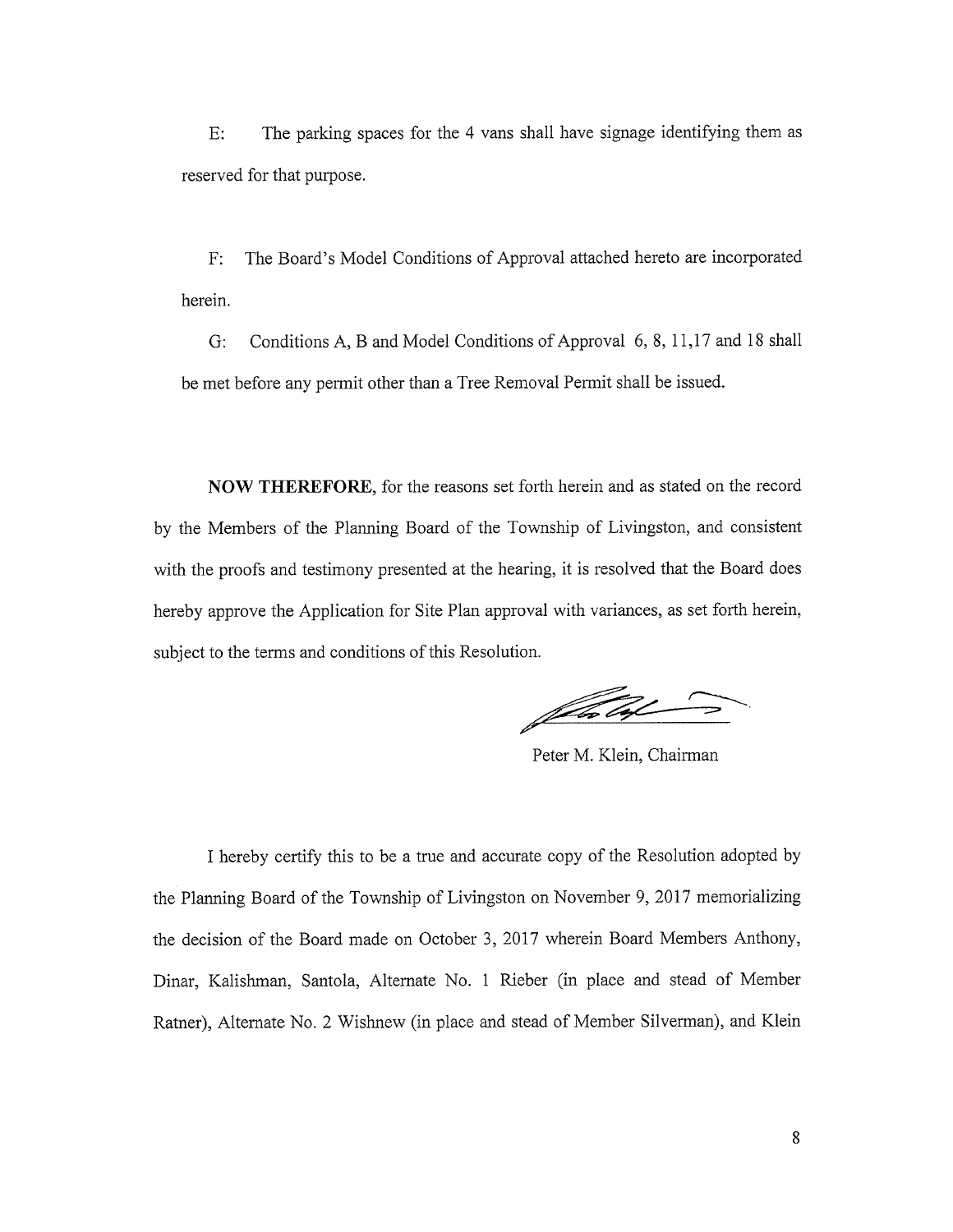E: The parking spaces for the 4 vans shall have signage identifying them as reserved for that purpose.

F: The Board's Model Conditions of Approval attached hereto are incorporated herein.

G: Conditions A, B and Model Conditions of Approval 6, 8, 11,17 and 18 shall be met before any permit other than a Tree Removal Permit shall be issued.

**NOW THEREFORE**, for the reasons set forth herein and as stated on the record by the Members of the Planning Board of the Township of Livingston, and consistent with the proofs and testimony presented at the hearing, it is resolved that the Board does hereby approve the Application for Site Plan approval with variances, as set forth herein, subject to the terms and conditions of this Resolution.

Peter M. Klein, Chairman

I hereby certify this to be a true and accurate copy of the Resolution adopted by the Planning Board of the Township of Livingston on November 9, 2017 memorializing the decision of the Board made on October 3, 2017 wherein Board Members Anthony, Dinar, Kalishman, Santola, Alternate No. 1 Rieber (in place and stead of Member Ratner), Alternate No. 2 Wishnew (in place and stead of Member Silverman), and Klein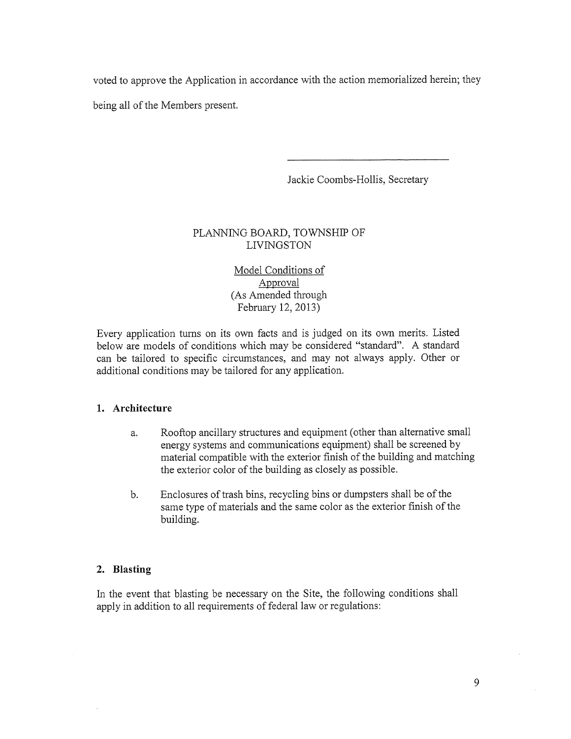voted to approve the Application in accordance with the action memorialized herein; they being all of the Members present.

\_\_\_\_\_\_\_\_\_\_\_\_\_\_\_\_\_\_\_\_\_\_\_\_\_\_\_\_\_\_

Jackie Coombs-Hollis, Secretary

PLANNING BOARD, TOWNSHIP OF LIVINGSTON

Model Conditions of Approval
(As Amended through February 12, 2013)

Every application turns on its own facts and is judged on its own merits. Listed below are models of conditions which may be considered "standard". A standard can be tailored to specific circumstances, and may not always apply. Other or additional conditions may be tailored for any application.

**1. Architecture**

a. Rooftop ancillary structures and equipment (other than alternative small energy systems and communications equipment) shall be screened by material compatible with the exterior finish of the building and matching the exterior color of the building as closely as possible.

b. Enclosures of trash bins, recycling bins or dumpsters shall be of the same type of materials and the same color as the exterior finish of the building.

**2. Blasting**

In the event that blasting be necessary on the Site, the following conditions shall apply in addition to all requirements of federal law or regulations: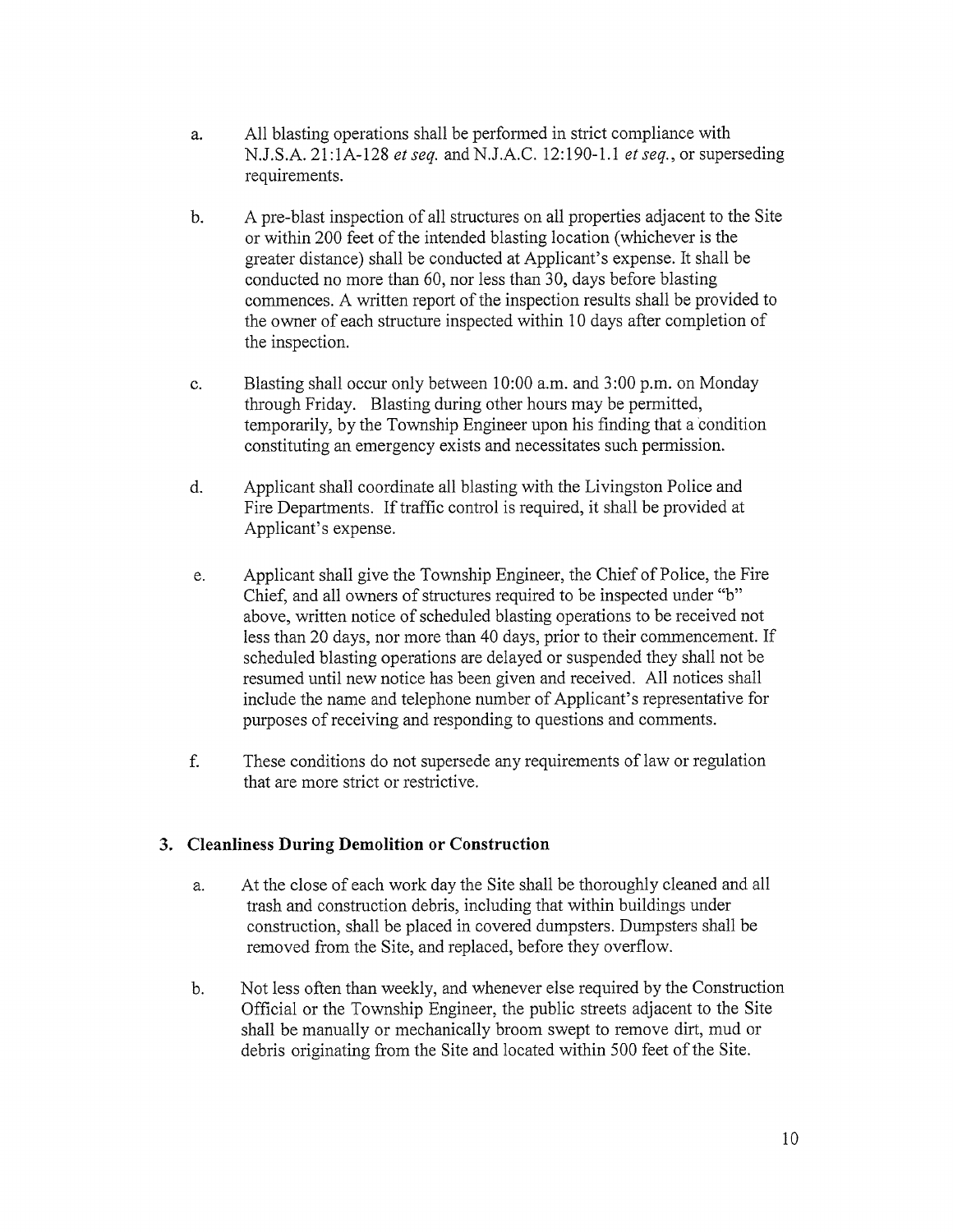a. All blasting operations shall be performed in strict compliance with N.J.S.A. 21:1A-128 *et seq.* and N.J.A.C. 12:190-1.1 *et seq.*, or superseding requirements.

b. A pre-blast inspection of all structures on all properties adjacent to the Site or within 200 feet of the intended blasting location (whichever is the greater distance) shall be conducted at Applicant's expense. It shall be conducted no more than 60, nor less than 30, days before blasting commences. A written report of the inspection results shall be provided to the owner of each structure inspected within 10 days after completion of the inspection.

c. Blasting shall occur only between 10:00 a.m. and 3:00 p.m. on Monday through Friday. Blasting during other hours may be permitted, temporarily, by the Township Engineer upon his finding that a condition constituting an emergency exists and necessitates such permission.

d. Applicant shall coordinate all blasting with the Livingston Police and Fire Departments. If traffic control is required, it shall be provided at Applicant's expense.

e. Applicant shall give the Township Engineer, the Chief of Police, the Fire Chief, and all owners of structures required to be inspected under "b" above, written notice of scheduled blasting operations to be received not less than 20 days, nor more than 40 days, prior to their commencement. If scheduled blasting operations are delayed or suspended they shall not be resumed until new notice has been given and received. All notices shall include the name and telephone number of Applicant's representative for purposes of receiving and responding to questions and comments.

f. These conditions do not supersede any requirements of law or regulation that are more strict or restrictive.

### 3. Cleanliness During Demolition or Construction

a. At the close of each work day the Site shall be thoroughly cleaned and all trash and construction debris, including that within buildings under construction, shall be placed in covered dumpsters. Dumpsters shall be removed from the Site, and replaced, before they overflow.

b. Not less often than weekly, and whenever else required by the Construction Official or the Township Engineer, the public streets adjacent to the Site shall be manually or mechanically broom swept to remove dirt, mud or debris originating from the Site and located within 500 feet of the Site.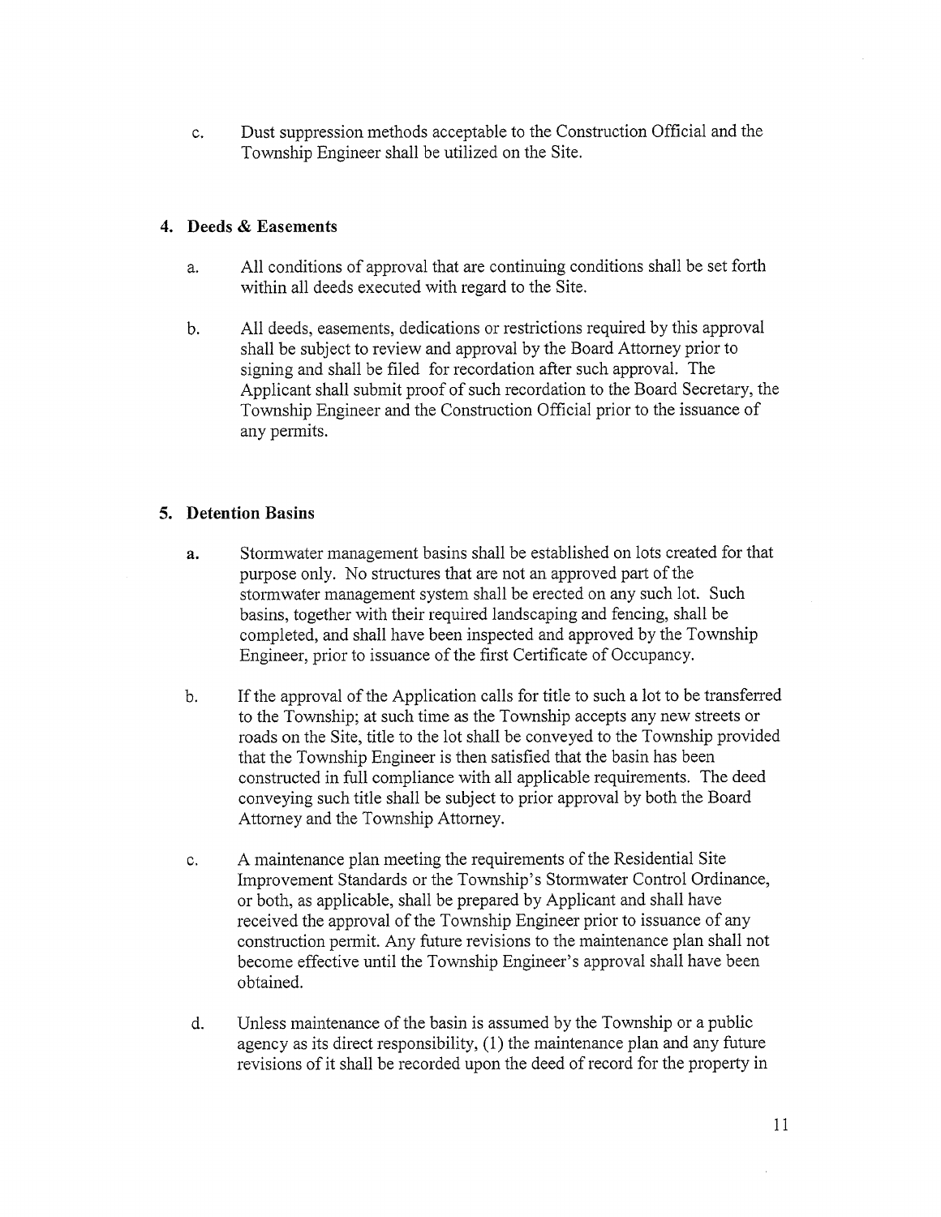c. Dust suppression methods acceptable to the Construction Official and the Township Engineer shall be utilized on the Site.

### 4. Deeds & Easements

a. All conditions of approval that are continuing conditions shall be set forth within all deeds executed with regard to the Site.

b. All deeds, easements, dedications or restrictions required by this approval shall be subject to review and approval by the Board Attorney prior to signing and shall be filed for recordation after such approval. The Applicant shall submit proof of such recordation to the Board Secretary, the Township Engineer and the Construction Official prior to the issuance of any permits.

### 5. Detention Basins

a. Stormwater management basins shall be established on lots created for that purpose only. No structures that are not an approved part of the stormwater management system shall be erected on any such lot. Such basins, together with their required landscaping and fencing, shall be completed, and shall have been inspected and approved by the Township Engineer, prior to issuance of the first Certificate of Occupancy.

b. If the approval of the Application calls for title to such a lot to be transferred to the Township; at such time as the Township accepts any new streets or roads on the Site, title to the lot shall be conveyed to the Township provided that the Township Engineer is then satisfied that the basin has been constructed in full compliance with all applicable requirements. The deed conveying such title shall be subject to prior approval by both the Board Attorney and the Township Attorney.

c. A maintenance plan meeting the requirements of the Residential Site Improvement Standards or the Township's Stormwater Control Ordinance, or both, as applicable, shall be prepared by Applicant and shall have received the approval of the Township Engineer prior to issuance of any construction permit. Any future revisions to the maintenance plan shall not become effective until the Township Engineer's approval shall have been obtained.

d. Unless maintenance of the basin is assumed by the Township or a public agency as its direct responsibility, (1) the maintenance plan and any future revisions of it shall be recorded upon the deed of record for the property in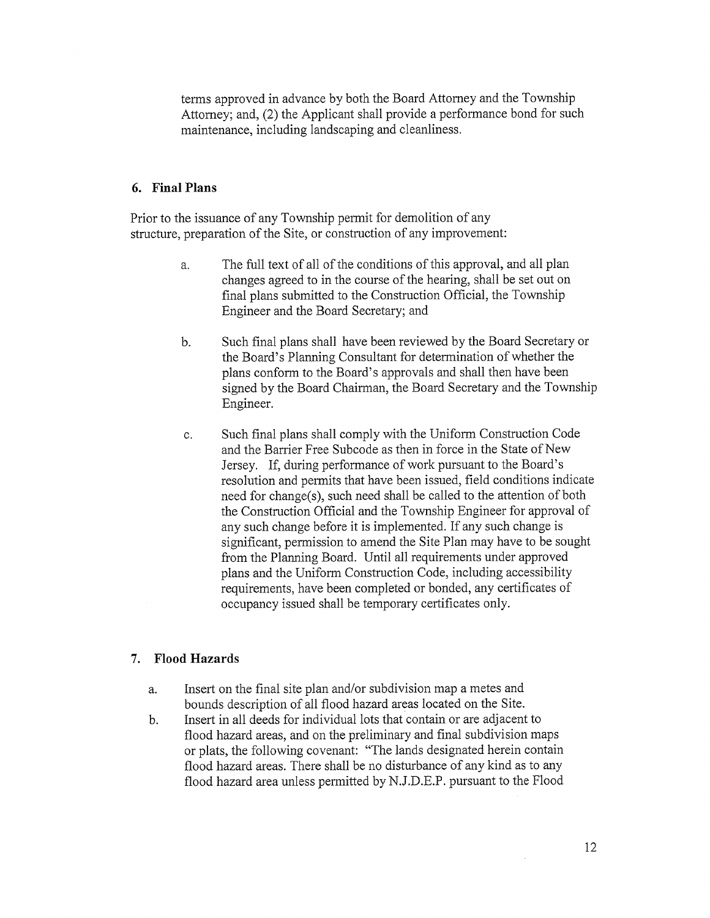terms approved in advance by both the Board Attorney and the Township Attorney; and, (2) the Applicant shall provide a performance bond for such maintenance, including landscaping and cleanliness.

### 6. Final Plans

Prior to the issuance of any Township permit for demolition of any structure, preparation of the Site, or construction of any improvement:

a. The full text of all of the conditions of this approval, and all plan changes agreed to in the course of the hearing, shall be set out on final plans submitted to the Construction Official, the Township Engineer and the Board Secretary; and

b. Such final plans shall have been reviewed by the Board Secretary or the Board's Planning Consultant for determination of whether the plans conform to the Board's approvals and shall then have been signed by the Board Chairman, the Board Secretary and the Township Engineer.

c. Such final plans shall comply with the Uniform Construction Code and the Barrier Free Subcode as then in force in the State of New Jersey. If, during performance of work pursuant to the Board's resolution and permits that have been issued, field conditions indicate need for change(s), such need shall be called to the attention of both the Construction Official and the Township Engineer for approval of any such change before it is implemented. If any such change is significant, permission to amend the Site Plan may have to be sought from the Planning Board. Until all requirements under approved plans and the Uniform Construction Code, including accessibility requirements, have been completed or bonded, any certificates of occupancy issued shall be temporary certificates only.

### 7. Flood Hazards

a. Insert on the final site plan and/or subdivision map a metes and bounds description of all flood hazard areas located on the Site.

b. Insert in all deeds for individual lots that contain or are adjacent to flood hazard areas, and on the preliminary and final subdivision maps or plats, the following covenant: "The lands designated herein contain flood hazard areas. There shall be no disturbance of any kind as to any flood hazard area unless permitted by N.J.D.E.P. pursuant to the Flood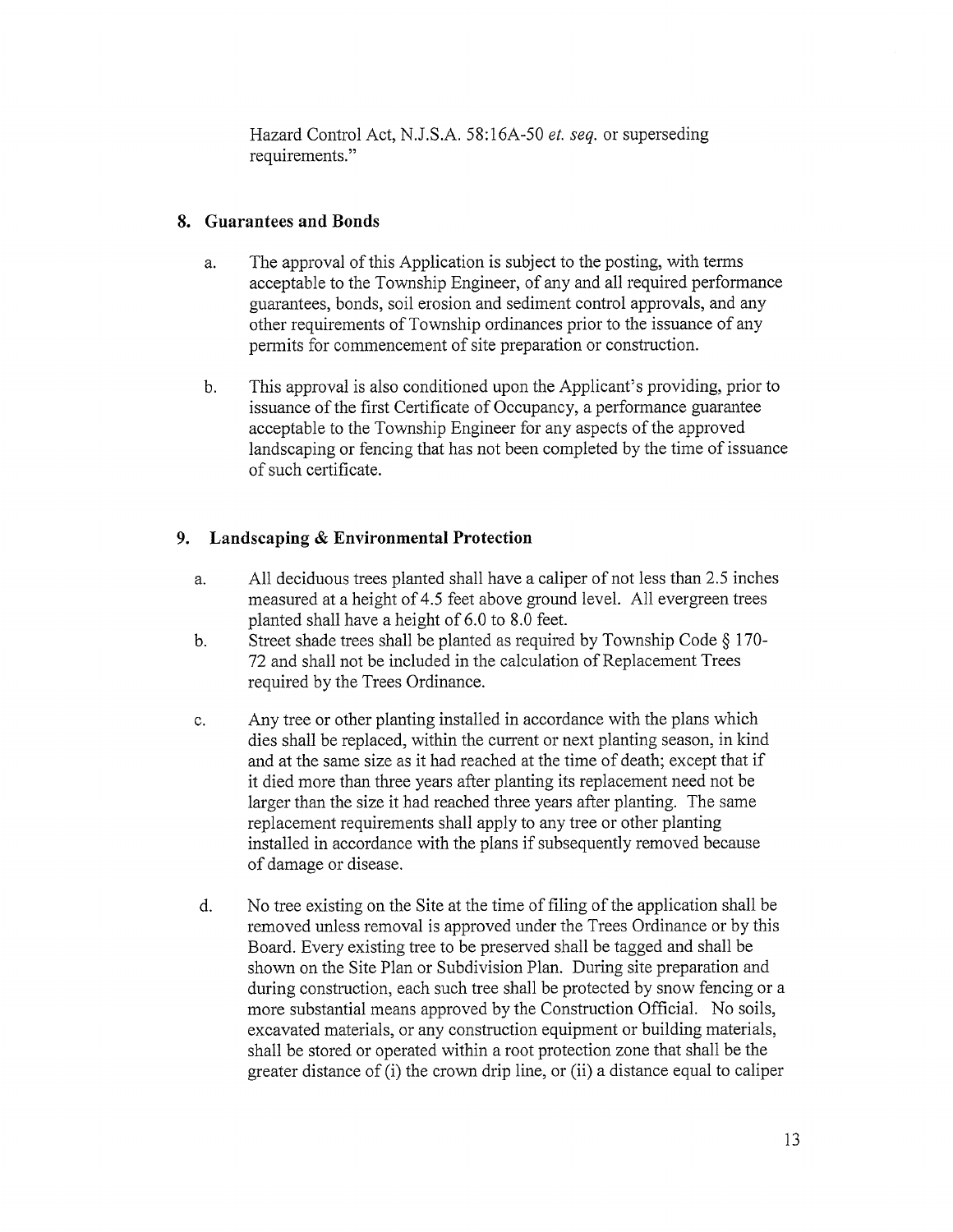Hazard Control Act, N.J.S.A. 58:16A-50 *et. seq.* or superseding requirements."

## 8. Guarantees and Bonds

a. The approval of this Application is subject to the posting, with terms acceptable to the Township Engineer, of any and all required performance guarantees, bonds, soil erosion and sediment control approvals, and any other requirements of Township ordinances prior to the issuance of any permits for commencement of site preparation or construction.

b. This approval is also conditioned upon the Applicant's providing, prior to issuance of the first Certificate of Occupancy, a performance guarantee acceptable to the Township Engineer for any aspects of the approved landscaping or fencing that has not been completed by the time of issuance of such certificate.

## 9. Landscaping & Environmental Protection

a. All deciduous trees planted shall have a caliper of not less than 2.5 inches measured at a height of 4.5 feet above ground level. All evergreen trees planted shall have a height of 6.0 to 8.0 feet.

b. Street shade trees shall be planted as required by Township Code § 170-72 and shall not be included in the calculation of Replacement Trees required by the Trees Ordinance.

c. Any tree or other planting installed in accordance with the plans which dies shall be replaced, within the current or next planting season, in kind and at the same size as it had reached at the time of death; except that if it died more than three years after planting its replacement need not be larger than the size it had reached three years after planting. The same replacement requirements shall apply to any tree or other planting installed in accordance with the plans if subsequently removed because of damage or disease.

d. No tree existing on the Site at the time of filing of the application shall be removed unless removal is approved under the Trees Ordinance or by this Board. Every existing tree to be preserved shall be tagged and shall be shown on the Site Plan or Subdivision Plan. During site preparation and during construction, each such tree shall be protected by snow fencing or a more substantial means approved by the Construction Official. No soils, excavated materials, or any construction equipment or building materials, shall be stored or operated within a root protection zone that shall be the greater distance of (i) the crown drip line, or (ii) a distance equal to caliper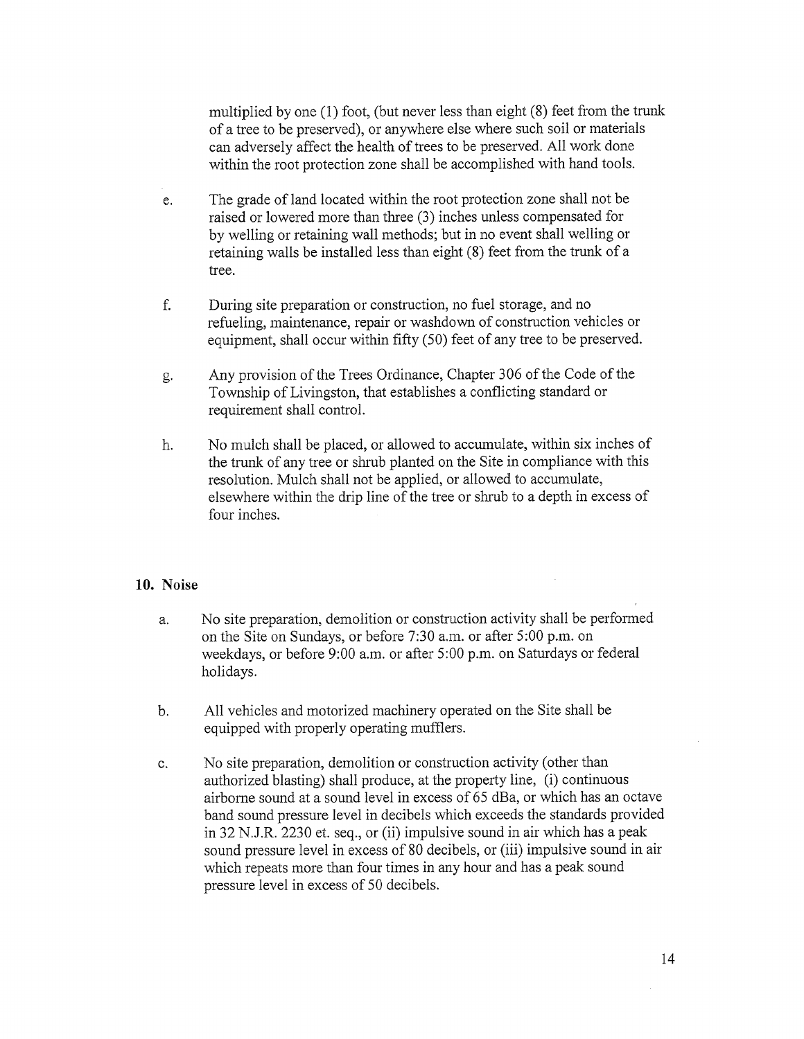multiplied by one (1) foot, (but never less than eight (8) feet from the trunk of a tree to be preserved), or anywhere else where such soil or materials can adversely affect the health of trees to be preserved. All work done within the root protection zone shall be accomplished with hand tools.

e. The grade of land located within the root protection zone shall not be raised or lowered more than three (3) inches unless compensated for by welling or retaining wall methods; but in no event shall welling or retaining walls be installed less than eight (8) feet from the trunk of a tree.

f. During site preparation or construction, no fuel storage, and no refueling, maintenance, repair or washdown of construction vehicles or equipment, shall occur within fifty (50) feet of any tree to be preserved.

g. Any provision of the Trees Ordinance, Chapter 306 of the Code of the Township of Livingston, that establishes a conflicting standard or requirement shall control.

h. No mulch shall be placed, or allowed to accumulate, within six inches of the trunk of any tree or shrub planted on the Site in compliance with this resolution. Mulch shall not be applied, or allowed to accumulate, elsewhere within the drip line of the tree or shrub to a depth in excess of four inches.

## 10. Noise

a. No site preparation, demolition or construction activity shall be performed on the Site on Sundays, or before 7:30 a.m. or after 5:00 p.m. on weekdays, or before 9:00 a.m. or after 5:00 p.m. on Saturdays or federal holidays.

b. All vehicles and motorized machinery operated on the Site shall be equipped with properly operating mufflers.

c. No site preparation, demolition or construction activity (other than authorized blasting) shall produce, at the property line, (i) continuous airborne sound at a sound level in excess of 65 dBa, or which has an octave band sound pressure level in decibels which exceeds the standards provided in 32 N.J.R. 2230 et. seq., or (ii) impulsive sound in air which has a peak sound pressure level in excess of 80 decibels, or (iii) impulsive sound in air which repeats more than four times in any hour and has a peak sound pressure level in excess of 50 decibels.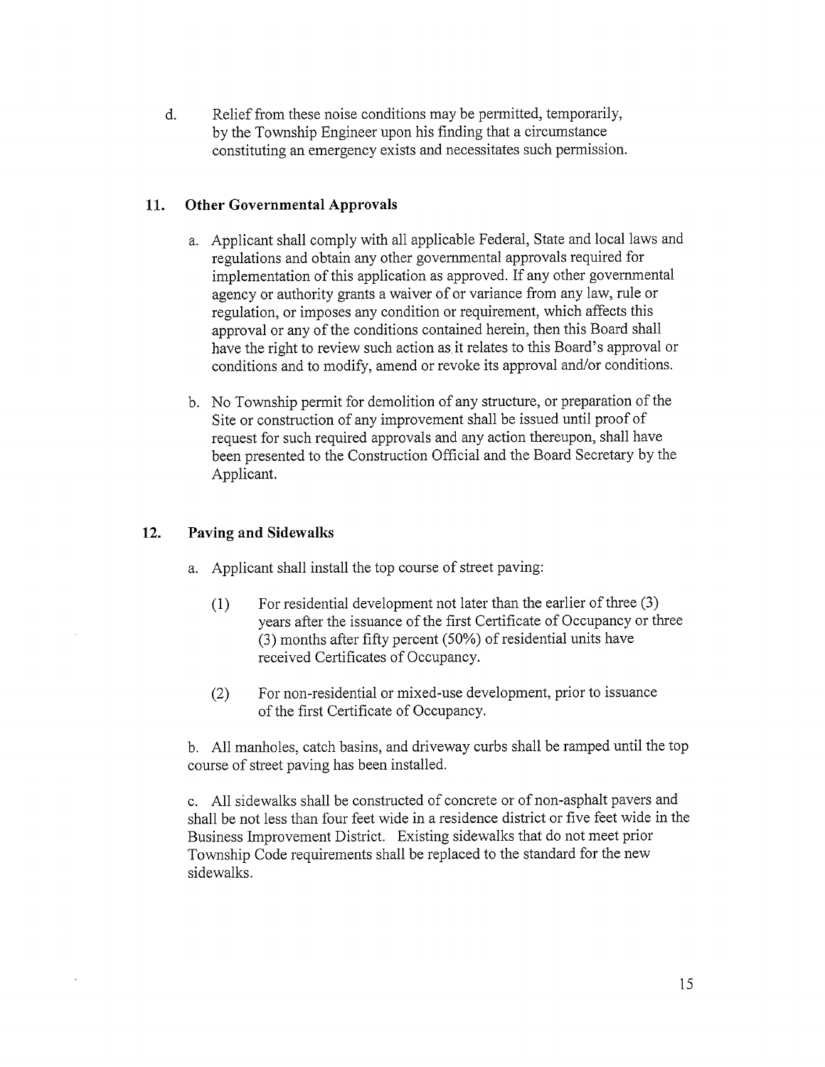d. Relief from these noise conditions may be permitted, temporarily, by the Township Engineer upon his finding that a circumstance constituting an emergency exists and necessitates such permission.

## 11. Other Governmental Approvals

a. Applicant shall comply with all applicable Federal, State and local laws and regulations and obtain any other governmental approvals required for implementation of this application as approved. If any other governmental agency or authority grants a waiver of or variance from any law, rule or regulation, or imposes any condition or requirement, which affects this approval or any of the conditions contained herein, then this Board shall have the right to review such action as it relates to this Board's approval or conditions and to modify, amend or revoke its approval and/or conditions.

b. No Township permit for demolition of any structure, or preparation of the Site or construction of any improvement shall be issued until proof of request for such required approvals and any action thereupon, shall have been presented to the Construction Official and the Board Secretary by the Applicant.

## 12. Paving and Sidewalks

a. Applicant shall install the top course of street paving:

(1) For residential development not later than the earlier of three (3) years after the issuance of the first Certificate of Occupancy or three (3) months after fifty percent (50%) of residential units have received Certificates of Occupancy.

(2) For non-residential or mixed-use development, prior to issuance of the first Certificate of Occupancy.

b. All manholes, catch basins, and driveway curbs shall be ramped until the top course of street paving has been installed.

c. All sidewalks shall be constructed of concrete or of non-asphalt pavers and shall be not less than four feet wide in a residence district or five feet wide in the Business Improvement District. Existing sidewalks that do not meet prior Township Code requirements shall be replaced to the standard for the new sidewalks.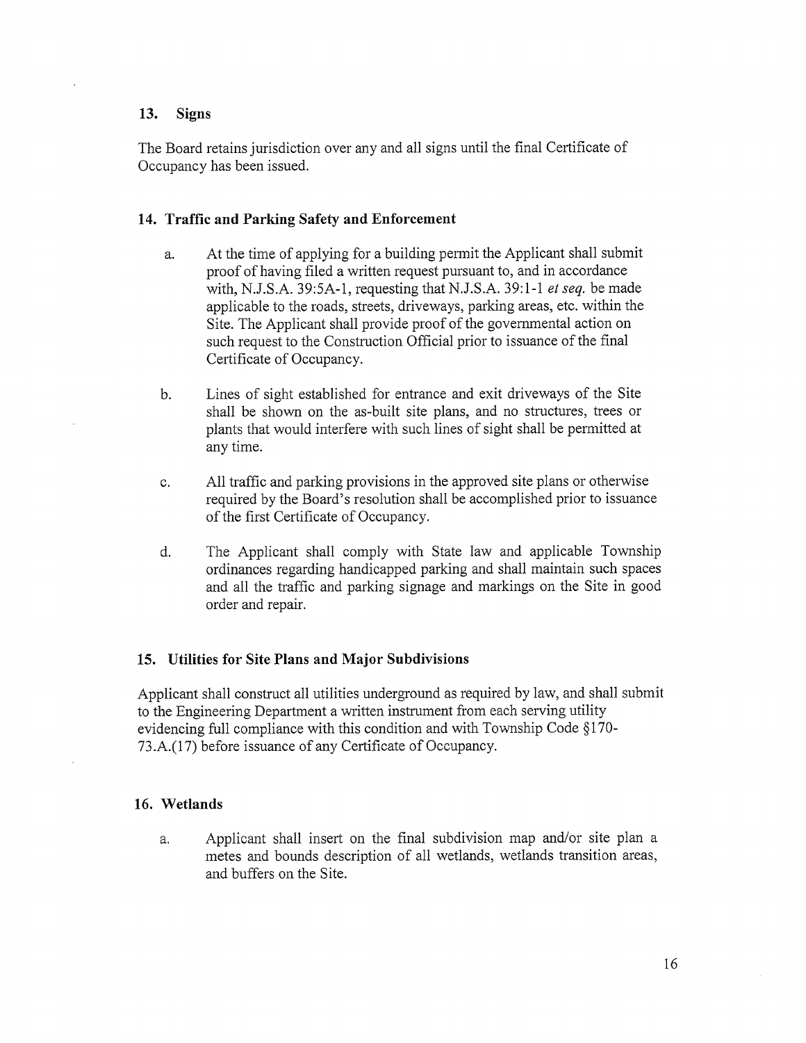## 13. Signs

The Board retains jurisdiction over any and all signs until the final Certificate of Occupancy has been issued.

## 14. Traffic and Parking Safety and Enforcement

a. At the time of applying for a building permit the Applicant shall submit proof of having filed a written request pursuant to, and in accordance with, N.J.S.A. 39:5A-1, requesting that N.J.S.A. 39:1-1 *et seq.* be made applicable to the roads, streets, driveways, parking areas, etc. within the Site. The Applicant shall provide proof of the governmental action on such request to the Construction Official prior to issuance of the final Certificate of Occupancy.

b. Lines of sight established for entrance and exit driveways of the Site shall be shown on the as-built site plans, and no structures, trees or plants that would interfere with such lines of sight shall be permitted at any time.

c. All traffic and parking provisions in the approved site plans or otherwise required by the Board's resolution shall be accomplished prior to issuance of the first Certificate of Occupancy.

d. The Applicant shall comply with State law and applicable Township ordinances regarding handicapped parking and shall maintain such spaces and all the traffic and parking signage and markings on the Site in good order and repair.

## 15. Utilities for Site Plans and Major Subdivisions

Applicant shall construct all utilities underground as required by law, and shall submit to the Engineering Department a written instrument from each serving utility evidencing full compliance with this condition and with Township Code §170-73.A.(17) before issuance of any Certificate of Occupancy.

## 16. Wetlands

a. Applicant shall insert on the final subdivision map and/or site plan a metes and bounds description of all wetlands, wetlands transition areas, and buffers on the Site.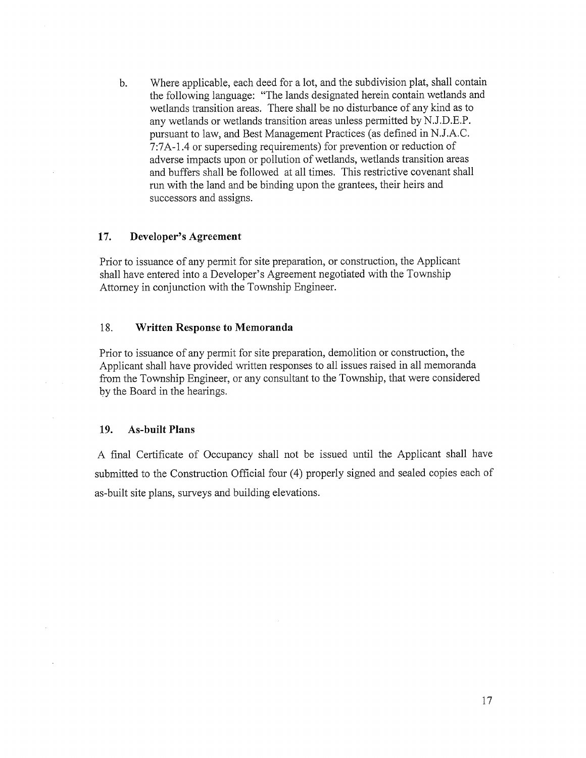b. Where applicable, each deed for a lot, and the subdivision plat, shall contain the following language: "The lands designated herein contain wetlands and wetlands transition areas. There shall be no disturbance of any kind as to any wetlands or wetlands transition areas unless permitted by N.J.D.E.P. pursuant to law, and Best Management Practices (as defined in N.J.A.C. 7:7A-1.4 or superseding requirements) for prevention or reduction of adverse impacts upon or pollution of wetlands, wetlands transition areas and buffers shall be followed at all times. This restrictive covenant shall run with the land and be binding upon the grantees, their heirs and successors and assigns.

## 17. Developer's Agreement

Prior to issuance of any permit for site preparation, or construction, the Applicant shall have entered into a Developer's Agreement negotiated with the Township Attorney in conjunction with the Township Engineer.

## 18. Written Response to Memoranda

Prior to issuance of any permit for site preparation, demolition or construction, the Applicant shall have provided written responses to all issues raised in all memoranda from the Township Engineer, or any consultant to the Township, that were considered by the Board in the hearings.

## 19. As-built Plans

A final Certificate of Occupancy shall not be issued until the Applicant shall have submitted to the Construction Official four (4) properly signed and sealed copies each of as-built site plans, surveys and building elevations.